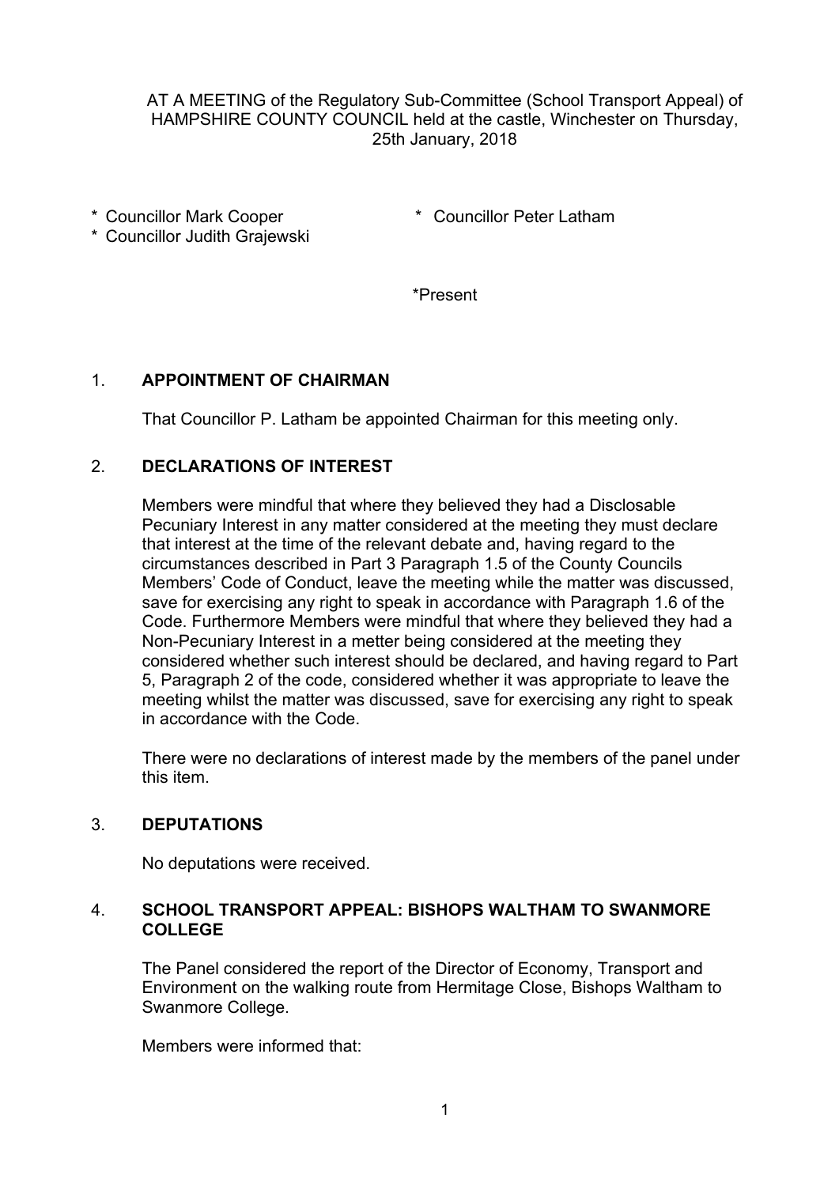AT A MEETING of the Regulatory Sub-Committee (School Transport Appeal) of HAMPSHIRE COUNTY COUNCIL held at the castle, Winchester on Thursday, 25th January, 2018

\* Councillor Mark Cooper
\* Councillor Judith Grajewski
\* Councillor Peter Latham

\*Present

## 1. APPOINTMENT OF CHAIRMAN

That Councillor P. Latham be appointed Chairman for this meeting only.

## 2. DECLARATIONS OF INTEREST

Members were mindful that where they believed they had a Disclosable Pecuniary Interest in any matter considered at the meeting they must declare that interest at the time of the relevant debate and, having regard to the circumstances described in Part 3 Paragraph 1.5 of the County Councils Members' Code of Conduct, leave the meeting while the matter was discussed, save for exercising any right to speak in accordance with Paragraph 1.6 of the Code. Furthermore Members were mindful that where they believed they had a Non-Pecuniary Interest in a metter being considered at the meeting they considered whether such interest should be declared, and having regard to Part 5, Paragraph 2 of the code, considered whether it was appropriate to leave the meeting whilst the matter was discussed, save for exercising any right to speak in accordance with the Code.

There were no declarations of interest made by the members of the panel under this item.

## 3. DEPUTATIONS

No deputations were received.

## 4. SCHOOL TRANSPORT APPEAL: BISHOPS WALTHAM TO SWANMORE COLLEGE

The Panel considered the report of the Director of Economy, Transport and Environment on the walking route from Hermitage Close, Bishops Waltham to Swanmore College.

Members were informed that: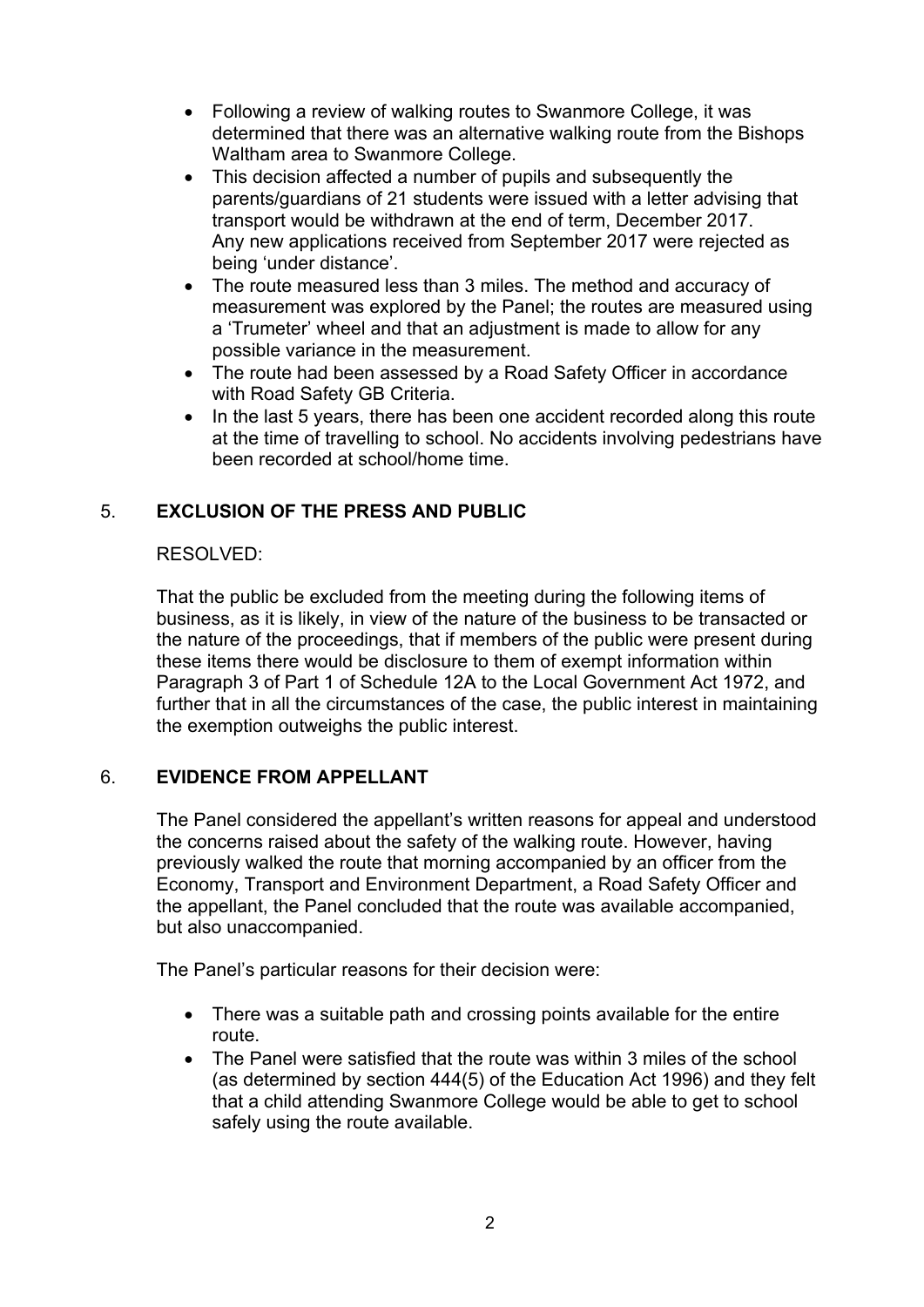- Following a review of walking routes to Swanmore College, it was determined that there was an alternative walking route from the Bishops Waltham area to Swanmore College.
- This decision affected a number of pupils and subsequently the parents/guardians of 21 students were issued with a letter advising that transport would be withdrawn at the end of term, December 2017. Any new applications received from September 2017 were rejected as being 'under distance'.
- The route measured less than 3 miles. The method and accuracy of measurement was explored by the Panel; the routes are measured using a 'Trumeter' wheel and that an adjustment is made to allow for any possible variance in the measurement.
- The route had been assessed by a Road Safety Officer in accordance with Road Safety GB Criteria.
- In the last 5 years, there has been one accident recorded along this route at the time of travelling to school. No accidents involving pedestrians have been recorded at school/home time.

## 5. **EXCLUSION OF THE PRESS AND PUBLIC**

RESOLVED:

That the public be excluded from the meeting during the following items of business, as it is likely, in view of the nature of the business to be transacted or the nature of the proceedings, that if members of the public were present during these items there would be disclosure to them of exempt information within Paragraph 3 of Part 1 of Schedule 12A to the Local Government Act 1972, and further that in all the circumstances of the case, the public interest in maintaining the exemption outweighs the public interest.

## 6. **EVIDENCE FROM APPELLANT**

The Panel considered the appellant's written reasons for appeal and understood the concerns raised about the safety of the walking route. However, having previously walked the route that morning accompanied by an officer from the Economy, Transport and Environment Department, a Road Safety Officer and the appellant, the Panel concluded that the route was available accompanied, but also unaccompanied.

The Panel's particular reasons for their decision were:

- There was a suitable path and crossing points available for the entire route.
- The Panel were satisfied that the route was within 3 miles of the school (as determined by section 444(5) of the Education Act 1996) and they felt that a child attending Swanmore College would be able to get to school safely using the route available.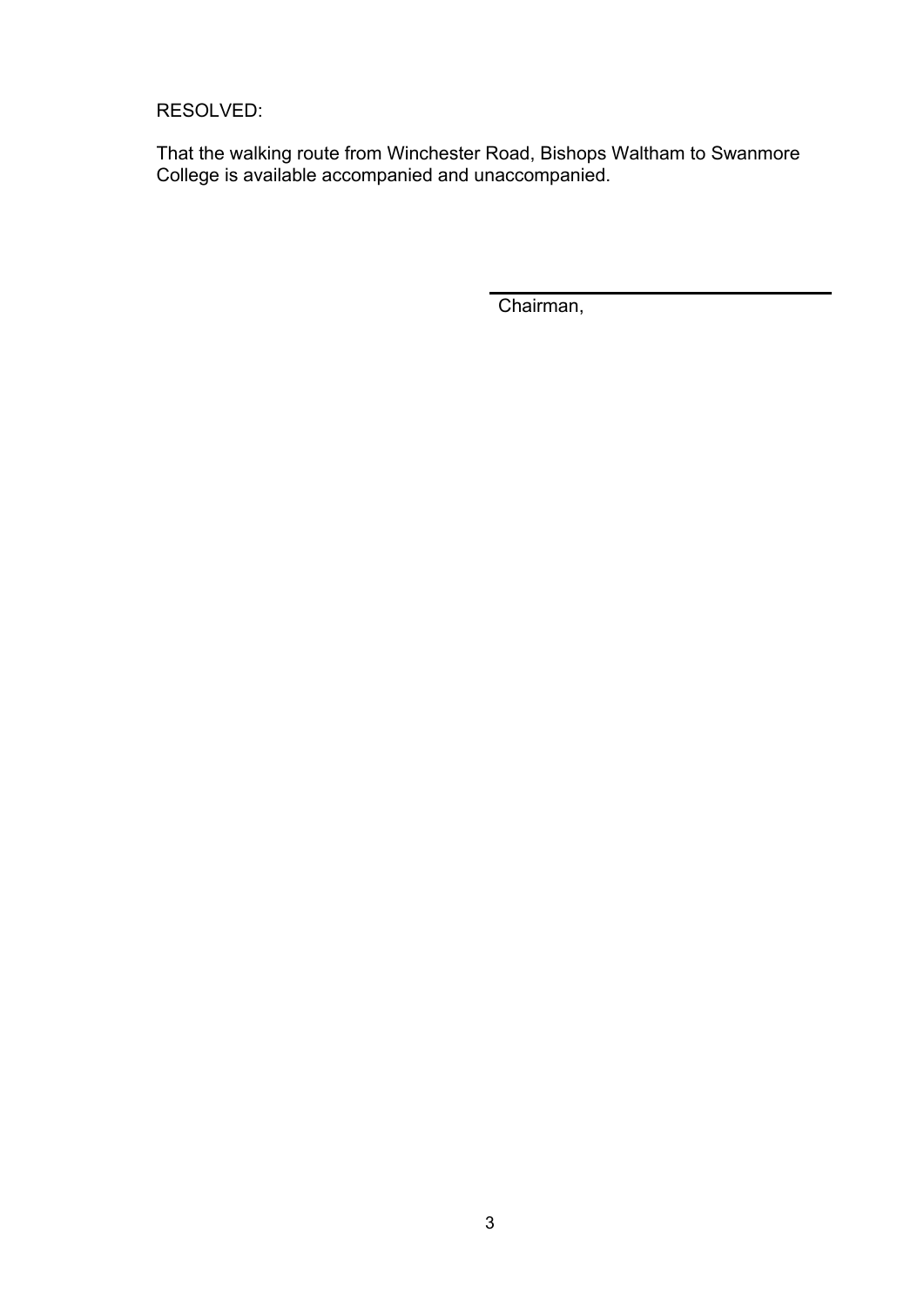RESOLVED:

That the walking route from Winchester Road, Bishops Waltham to Swanmore College is available accompanied and unaccompanied.

Chairman,